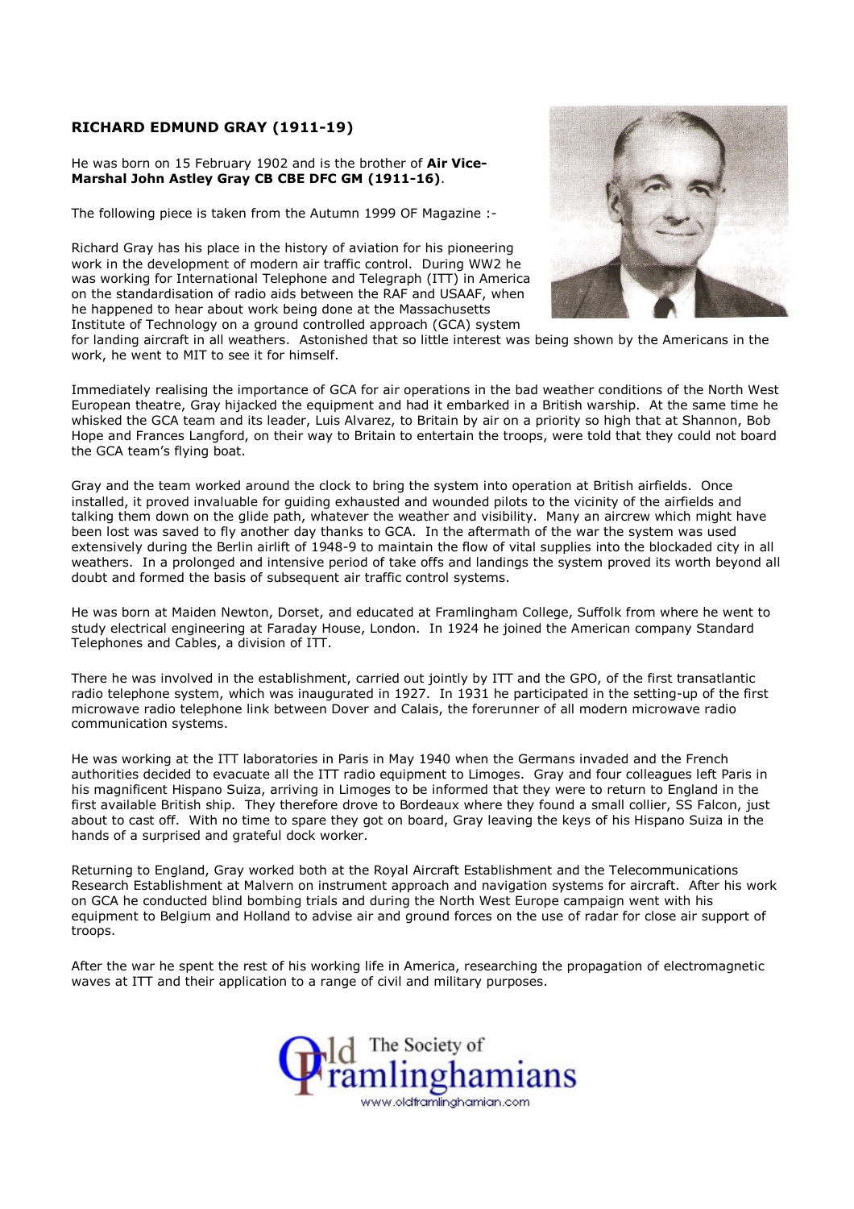## RICHARD EDMUND GRAY (1911-19)

He was born on 15 February 1902 and is the brother of **Air Vice-Marshal John Astley Gray CB CBE DFC GM (1911-16)**.

The following piece is taken from the Autumn 1999 OF Magazine :-

Richard Gray has his place in the history of aviation for his pioneering work in the development of modern air traffic control. During WW2 he was working for International Telephone and Telegraph (ITT) in America on the standardisation of radio aids between the RAF and USAAF, when he happened to hear about work being done at the Massachusetts Institute of Technology on a ground controlled approach (GCA) system for landing aircraft in all weathers. Astonished that so little interest was being shown by the Americans in the work, he went to MIT to see it for himself.

Immediately realising the importance of GCA for air operations in the bad weather conditions of the North West European theatre, Gray hijacked the equipment and had it embarked in a British warship. At the same time he whisked the GCA team and its leader, Luis Alvarez, to Britain by air on a priority so high that at Shannon, Bob Hope and Frances Langford, on their way to Britain to entertain the troops, were told that they could not board the GCA team's flying boat.

Gray and the team worked around the clock to bring the system into operation at British airfields. Once installed, it proved invaluable for guiding exhausted and wounded pilots to the vicinity of the airfields and talking them down on the glide path, whatever the weather and visibility. Many an aircrew which might have been lost was saved to fly another day thanks to GCA. In the aftermath of the war the system was used extensively during the Berlin airlift of 1948-9 to maintain the flow of vital supplies into the blockaded city in all weathers. In a prolonged and intensive period of take offs and landings the system proved its worth beyond all doubt and formed the basis of subsequent air traffic control systems.

He was born at Maiden Newton, Dorset, and educated at Framlingham College, Suffolk from where he went to study electrical engineering at Faraday House, London. In 1924 he joined the American company Standard Telephones and Cables, a division of ITT.

There he was involved in the establishment, carried out jointly by ITT and the GPO, of the first transatlantic radio telephone system, which was inaugurated in 1927. In 1931 he participated in the setting-up of the first microwave radio telephone link between Dover and Calais, the forerunner of all modern microwave radio communication systems.

He was working at the ITT laboratories in Paris in May 1940 when the Germans invaded and the French authorities decided to evacuate all the ITT radio equipment to Limoges. Gray and four colleagues left Paris in his magnificent Hispano Suiza, arriving in Limoges to be informed that they were to return to England in the first available British ship. They therefore drove to Bordeaux where they found a small collier, SS Falcon, just about to cast off. With no time to spare they got on board, Gray leaving the keys of his Hispano Suiza in the hands of a surprised and grateful dock worker.

Returning to England, Gray worked both at the Royal Aircraft Establishment and the Telecommunications Research Establishment at Malvern on instrument approach and navigation systems for aircraft. After his work on GCA he conducted blind bombing trials and during the North West Europe campaign went with his equipment to Belgium and Holland to advise air and ground forces on the use of radar for close air support of troops.

After the war he spent the rest of his working life in America, researching the propagation of electromagnetic waves at ITT and their application to a range of civil and military purposes.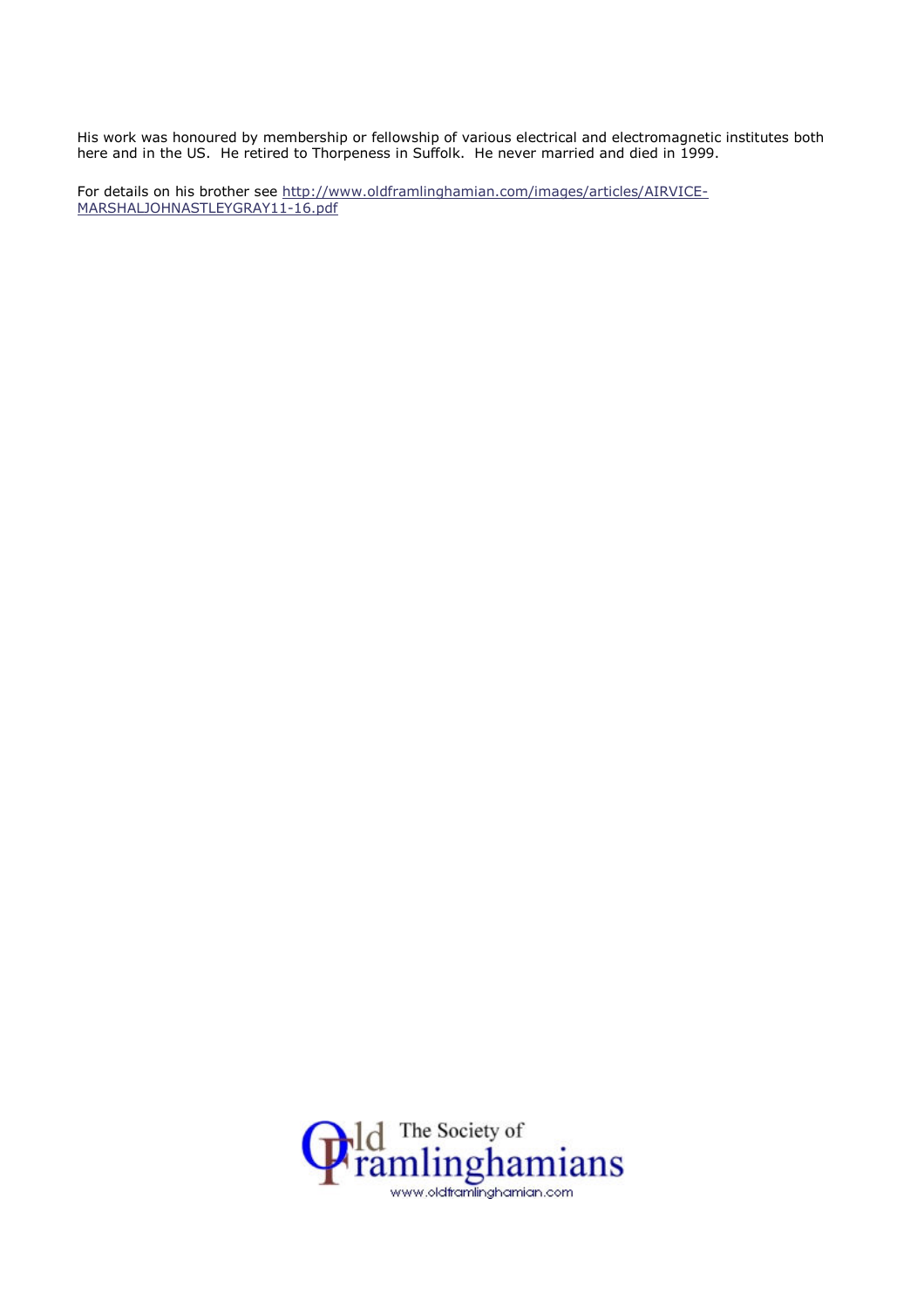His work was honoured by membership or fellowship of various electrical and electromagnetic institutes both here and in the US. He retired to Thorpeness in Suffolk. He never married and died in 1999.

For details on his brother see [http://www.oldframlinghamian.com/images/articles/AIRVICE-MARSHALJOHNASTLEYGRAY11-16.pdf](http://www.oldframlinghamian.com/images/articles/AIRVICE-MARSHALJOHNASTLEYGRAY11-16.pdf)

Old Framlinghamians
The Society of
www.oldframlinghamian.com